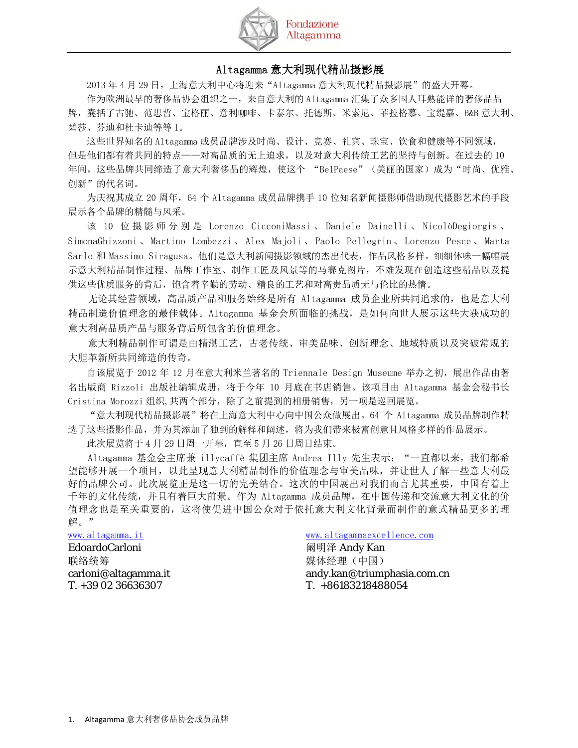Fondazione Altagamma

# Altagamma 意大利现代精品摄影展

2013 年 4 月 29 日，上海意大利中心将迎来“Altagamma 意大利现代精品摄影展”的盛大开幕。

作为欧洲最早的奢侈品协会组织之一，来自意大利的 Altagamma 汇集了众多国人耳熟能详的奢侈品品牌，囊括了古驰、范思哲、宝格丽、意利咖啡、卡泰尔、托德斯、米索尼、菲拉格慕、宝缇嘉、B&B 意大利、碧莎、芬迪和杜卡迪等等 1。

这些世界知名的 Altagamma 成员品牌涉及时尚、设计、竞赛、礼宾、珠宝、饮食和健康等不同领域，但是他们都有着共同的特点——对高品质的无上追求，以及对意大利传统工艺的坚持与创新。在过去的 10 年间，这些品牌共同缔造了意大利奢侈品的辉煌，使这个 “BelPaese”（美丽的国家）成为“时尚、优雅、创新”的代名词。

为庆祝其成立 20 周年，64 个 Altagamma 成员品牌携手 10 位知名新闻摄影师借助现代摄影艺术的手段展示各个品牌的精髓与风采。

该 10 位摄影师分别是 Lorenzo CicconiMassi、Daniele Dainelli、NicolòDegiorgis、SimonaGhizzoni、Martino Lombezzi、Alex Majoli、Paolo Pellegrin、Lorenzo Pesce、Marta Sarlo 和 Massimo Siragusa。他们是意大利新闻摄影领域的杰出代表，作品风格多样。细细体味一幅幅展示意大利精品制作过程、品牌工作室、制作工匠及风景等的马赛克图片，不难发现在创造这些精品以及提供这些优质服务的背后，饱含着辛勤的劳动、精良的工艺和对高贵品质无与伦比的热情。

无论其经营领域，高品质产品和服务始终是所有 Altagamma 成员企业所共同追求的，也是意大利精品制造价值理念的最佳载体。Altagamma 基金会所面临的挑战，是如何向世人展示这些大获成功的意大利高品质产品与服务背后所包含的价值理念。

意大利精品制作可谓是由精湛工艺，古老传统、审美品味、创新理念、地域特质以及突破常规的大胆革新所共同缔造的传奇。

自该展览于 2012 年 12 月在意大利米兰著名的 Triennale Design Museume 举办之初，展出作品由著名出版商 Rizzoli 出版社编辑成册，将于今年 10 月底在书店销售。该项目由 Altagamma 基金会秘书长 Cristina Morozzi 组织,共两个部分，除了之前提到的相册销售，另一项是巡回展览。

“意大利现代精品摄影展”将在上海意大利中心向中国公众做展出。64 个 Altagamma 成员品牌制作精选了这些摄影作品，并为其添加了独到的解释和阐述，将为我们带来极富创意且风格多样的作品展示。

此次展览将于 4 月 29 日周一开幕，直至 5 月 26 日周日结束。

Altagamma 基金会主席兼 illycaffè 集团主席 Andrea Illy 先生表示：“一直都以来，我们都希望能够开展一个项目，以此呈现意大利精品制作的价值理念与审美品味，并让世人了解一些意大利最好的品牌公司。此次展览正是这一切的完美结合。这次的中国展出对我们而言尤其重要，中国有着上千年的文化传统，并且有着巨大前景。作为 Altagamma 成员品牌，在中国传递和交流意大利文化的价值理念也是至关重要的，这将使促进中国公众对于依托意大利文化背景而制作的意式精品更多的理解。”

www.altagamma.it
EdoardoCarloni
联络统筹
carloni@altagamma.it
T. +39 02 36636307

www.altagammaexcellence.com
阚明泽 Andy Kan
媒体经理（中国）
andy.kan@triumphasia.com.cn
T. +86183218488054

1. Altagamma 意大利奢侈品协会成员品牌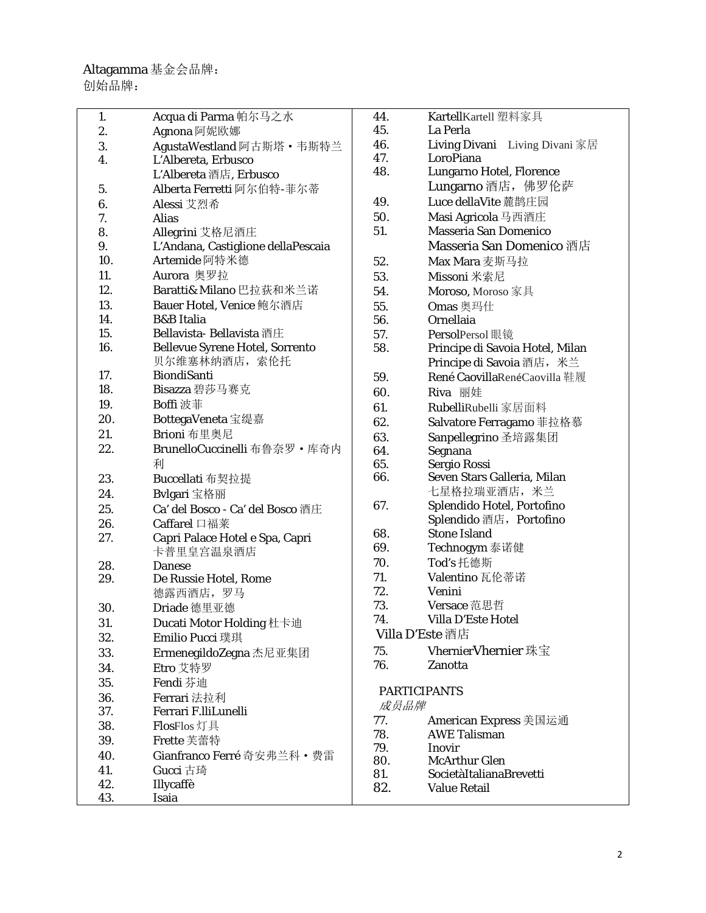Altagamma 基金会品牌：
创始品牌：

1. Acqua di Parma 帕尔马之水
2. Agnona 阿妮欧娜
3. AgustaWestland 阿古斯塔・韦斯特兰
4. L'Albereta, Erbusco
   L'Albereta 酒店, Erbusco
5. Alberta Ferretti 阿尔伯特-菲尔蒂
6. Alessi 艾烈希
7. Alias
8. Allegrini 艾格尼酒庄
9. L'Andana, Castiglione dellaPescaia
10. Artemide 阿特米德
11. Aurora 奥罗拉
12. Baratti& Milano 巴拉获和米兰诺
13. Bauer Hotel, Venice 鲍尔酒店
14. B&B Italia
15. Bellavista- Bellavista 酒庄
16. Bellevue Syrene Hotel, Sorrento
    贝尔维塞林纳酒店，索伦托
17. BiondiSanti
18. Bisazza 碧莎马赛克
19. Boffi 波菲
20. BottegaVeneta 宝缇嘉
21. Brioni 布里奥尼
22. BrunelloCuccinelli 布鲁奈罗・库奇内利
23. Buccellati 布契拉提
24. Bvlgari 宝格丽
25. Ca' del Bosco - Ca' del Bosco 酒庄
26. Caffarel 口福莱
27. Capri Palace Hotel e Spa, Capri
    卡普里皇宫温泉酒店
28. Danese
29. De Russie Hotel, Rome
    德露西酒店，罗马
30. Driade 德里亚德
31. Ducati Motor Holding 杜卡迪
32. Emilio Pucci 璞琪
33. ErmenegildoZegna 杰尼亚集团
34. Etro 艾特罗
35. Fendi 芬迪
36. Ferrari 法拉利
37. Ferrari F.lliLunelli
38. FlosFlos 灯具
39. Frette 芙蕾特
40. Gianfranco Ferré 奇安弗兰科・费雷
41. Gucci 古琦
42. Illycaffè
43. Isaia
44. KartellKartell 塑料家具
45. La Perla
46. Living Divani Living Divani 家居
47. LoroPiana
48. Lungarno Hotel, Florence
    Lungarno 酒店，佛罗伦萨
49. Luce dellaVite 麓鹊庄园
50. Masi Agricola 马西酒庄
51. Masseria San Domenico
    Masseria San Domenico 酒店
52. Max Mara 麦斯马拉
53. Missoni 米索尼
54. Moroso, Moroso 家具
55. Omas 奥玛仕
56. Ornellaia
57. PersolPersol 眼镜
58. Principe di Savoia Hotel, Milan
    Principe di Savoia 酒店，米兰
59. René CaovillaRenéCaovilla 鞋履
60. Riva 丽娃
61. RubelliRubelli 家居面料
62. Salvatore Ferragamo 菲拉格慕
63. Sanpellegrino 圣培露集团
64. Segnana
65. Sergio Rossi
66. Seven Stars Galleria, Milan
    七星格拉瑞亚酒店，米兰
67. Splendido Hotel, Portofino
    Splendido 酒店，Portofino
68. Stone Island
69. Technogym 泰诺健
70. Tod's 托德斯
71. Valentino 瓦伦蒂诺
72. Venini
73. Versace 范思哲
74. Villa D'Este Hotel
    Villa D'Este 酒店
75. VhernierVhernier 珠宝
76. Zanotta

PARTICIPANTS
*成员品牌*

77. American Express 美国运通
78. AWE Talisman
79. Inovir
80. McArthur Glen
81. SocietàItalianaBrevetti
82. Value Retail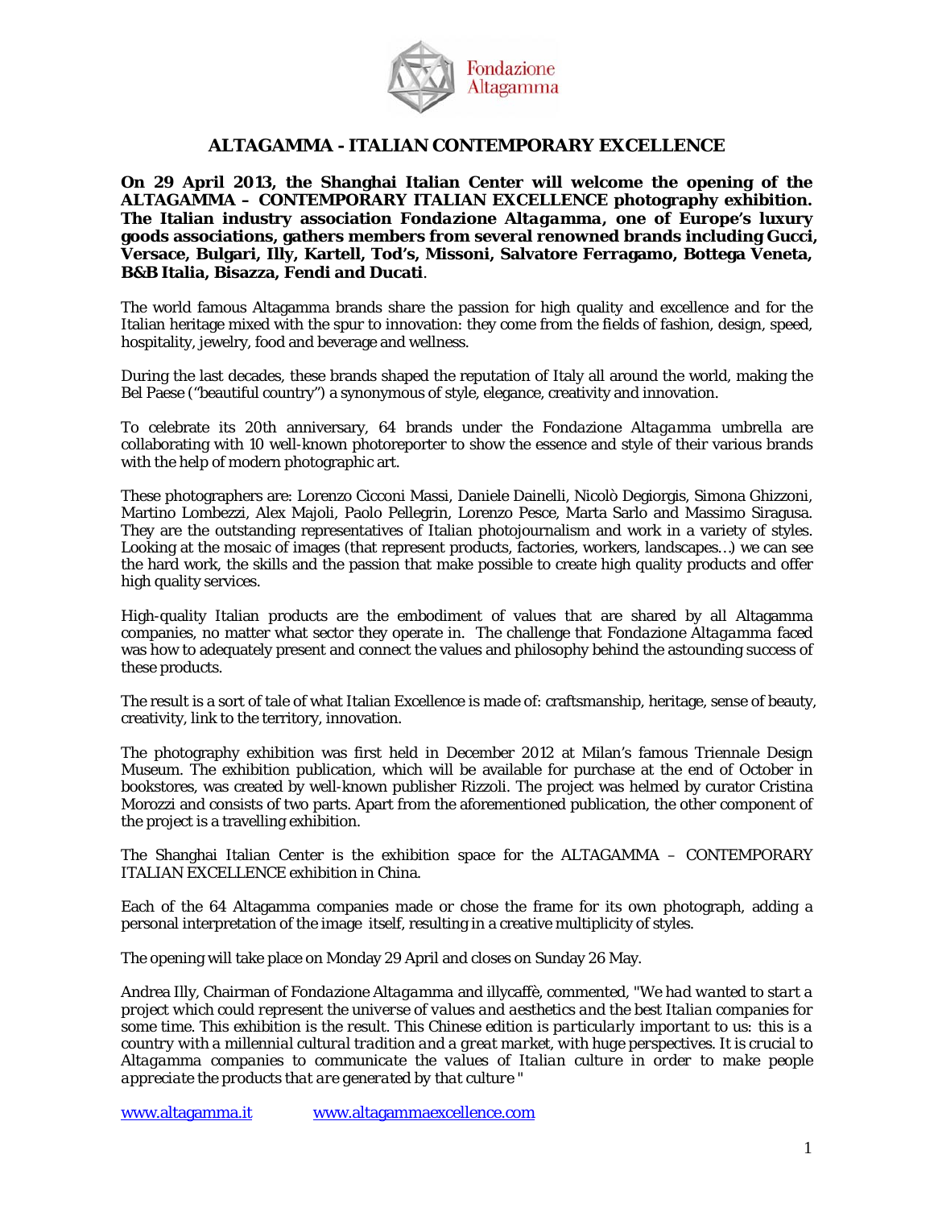# ALTAGAMMA - ITALIAN CONTEMPORARY EXCELLENCE

**On 29 April 2013, the Shanghai Italian Center will welcome the opening of the ALTAGAMMA – CONTEMPORARY ITALIAN EXCELLENCE photography exhibition. The Italian industry association *Fondazione Altagamma*, one of Europe's luxury goods associations, gathers members from several renowned brands including Gucci, Versace, Bulgari, Illy, Kartell, Tod's, Missoni, Salvatore Ferragamo, Bottega Veneta, B&B Italia, Bisazza, Fendi and Ducati**.

The world famous Altagamma brands share the passion for high quality and excellence and for the Italian heritage mixed with the spur to innovation: they come from the fields of fashion, design, speed, hospitality, jewelry, food and beverage and wellness.

During the last decades, these brands shaped the reputation of Italy all around the world, making the Bel Paese ("beautiful country") a synonymous of style, elegance, creativity and innovation.

To celebrate its 20th anniversary, 64 brands under the *Fondazione Altagamma* umbrella are collaborating with 10 well-known photoreporter to show the essence and style of their various brands with the help of modern photographic art.

These photographers are: Lorenzo Cicconi Massi, Daniele Dainelli, Nicolò Degiorgis, Simona Ghizzoni, Martino Lombezzi, Alex Majoli, Paolo Pellegrin, Lorenzo Pesce, Marta Sarlo and Massimo Siragusa. They are the outstanding representatives of Italian photojournalism and work in a variety of styles. Looking at the mosaic of images (that represent products, factories, workers, landscapes…) we can see the hard work, the skills and the passion that make possible to create high quality products and offer high quality services.

High-quality Italian products are the embodiment of values that are shared by all Altagamma companies, no matter what sector they operate in. The challenge that *Fondazione Altagamma* faced was how to adequately present and connect the values and philosophy behind the astounding success of these products.

The result is a sort of tale of what Italian Excellence is made of: craftsmanship, heritage, sense of beauty, creativity, link to the territory, innovation.

The photography exhibition was first held in December 2012 at Milan's famous Triennale Design Museum. The exhibition publication, which will be available for purchase at the end of October in bookstores, was created by well-known publisher Rizzoli. The project was helmed by curator Cristina Morozzi and consists of two parts. Apart from the aforementioned publication, the other component of the project is a travelling exhibition.

The Shanghai Italian Center is the exhibition space for the ALTAGAMMA – CONTEMPORARY ITALIAN EXCELLENCE exhibition in China.

Each of the 64 Altagamma companies made or chose the frame for its own photograph, adding a personal interpretation of the image itself, resulting in a creative multiplicity of styles.

The opening will take place on Monday 29 April and closes on Sunday 26 May.

Andrea Illy, Chairman of *Fondazione Altagamma* and illycaffè, commented, *"We had wanted to start a project which could represent the universe of values and aesthetics and the best Italian companies for some time. This exhibition is the result. This Chinese edition is particularly important to us: this is a country with a millennial cultural tradition and a great market, with huge perspectives. It is crucial to Altagamma companies to communicate the values of Italian culture in order to make people appreciate the products that are generated by that culture "*

www.altagamma.it www.altagammaexcellence.com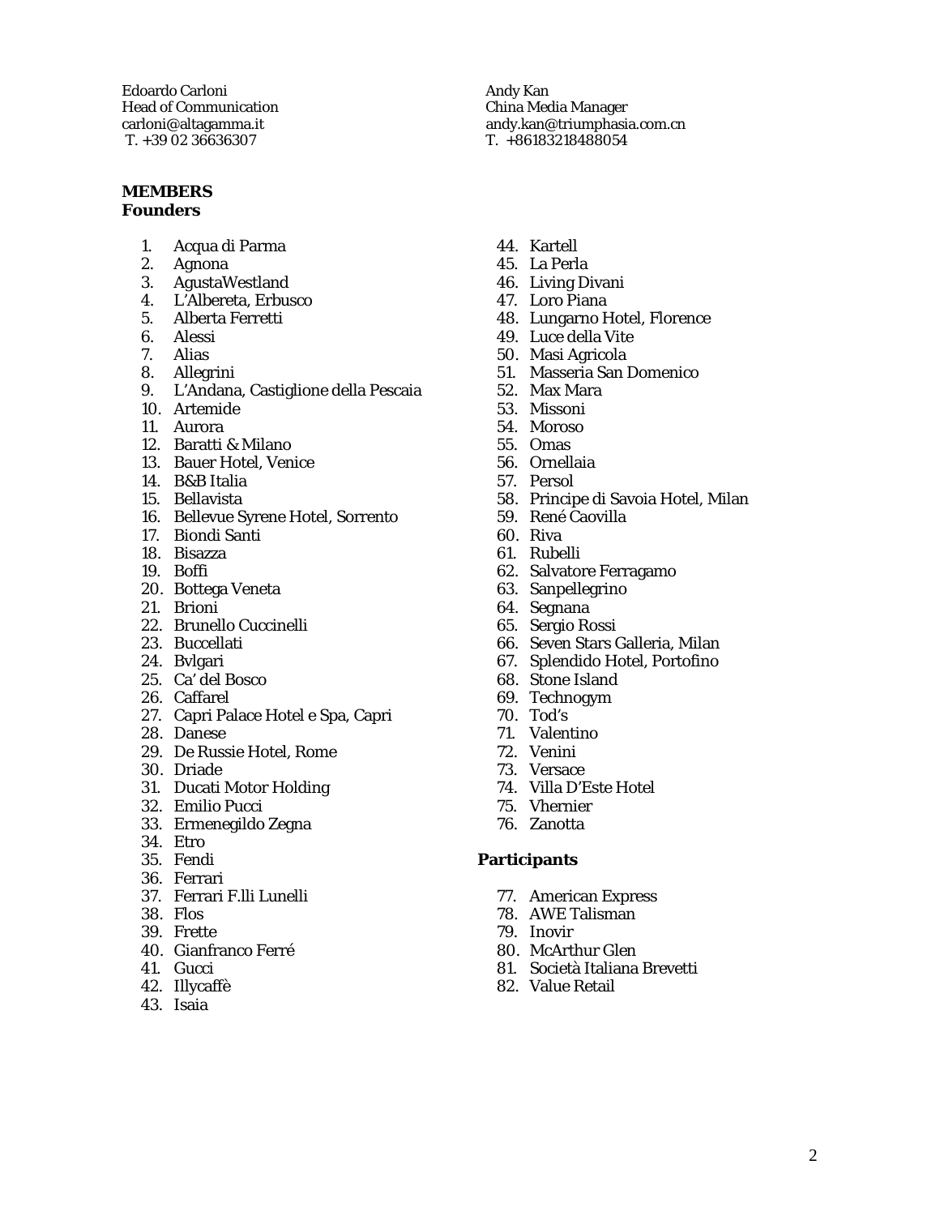Edoardo Carloni
Head of Communication
carloni@altagamma.it
T. +39 02 36636307

Andy Kan
China Media Manager
andy.kan@triumphasia.com.cn
T. +86183218488054

**MEMBERS**

**Founders**

1. Acqua di Parma
2. Agnona
3. AgustaWestland
4. L'Albereta, Erbusco
5. Alberta Ferretti
6. Alessi
7. Alias
8. Allegrini
9. L'Andana, Castiglione della Pescaia
10. Artemide
11. Aurora
12. Baratti & Milano
13. Bauer Hotel, Venice
14. B&B Italia
15. Bellavista
16. Bellevue Syrene Hotel, Sorrento
17. Biondi Santi
18. Bisazza
19. Boffi
20. Bottega Veneta
21. Brioni
22. Brunello Cuccinelli
23. Buccellati
24. Bvlgari
25. Ca' del Bosco
26. Caffarel
27. Capri Palace Hotel e Spa, Capri
28. Danese
29. De Russie Hotel, Rome
30. Driade
31. Ducati Motor Holding
32. Emilio Pucci
33. Ermenegildo Zegna
34. Etro
35. Fendi
36. Ferrari
37. Ferrari F.lli Lunelli
38. Flos
39. Frette
40. Gianfranco Ferré
41. Gucci
42. Illycaffè
43. Isaia
44. Kartell
45. La Perla
46. Living Divani
47. Loro Piana
48. Lungarno Hotel, Florence
49. Luce della Vite
50. Masi Agricola
51. Masseria San Domenico
52. Max Mara
53. Missoni
54. Moroso
55. Omas
56. Ornellaia
57. Persol
58. Principe di Savoia Hotel, Milan
59. René Caovilla
60. Riva
61. Rubelli
62. Salvatore Ferragamo
63. Sanpellegrino
64. Segnana
65. Sergio Rossi
66. Seven Stars Galleria, Milan
67. Splendido Hotel, Portofino
68. Stone Island
69. Technogym
70. Tod's
71. Valentino
72. Venini
73. Versace
74. Villa D'Este Hotel
75. Vhernier
76. Zanotta

**Participants**

77. American Express
78. AWE Talisman
79. Inovir
80. McArthur Glen
81. Società Italiana Brevetti
82. Value Retail